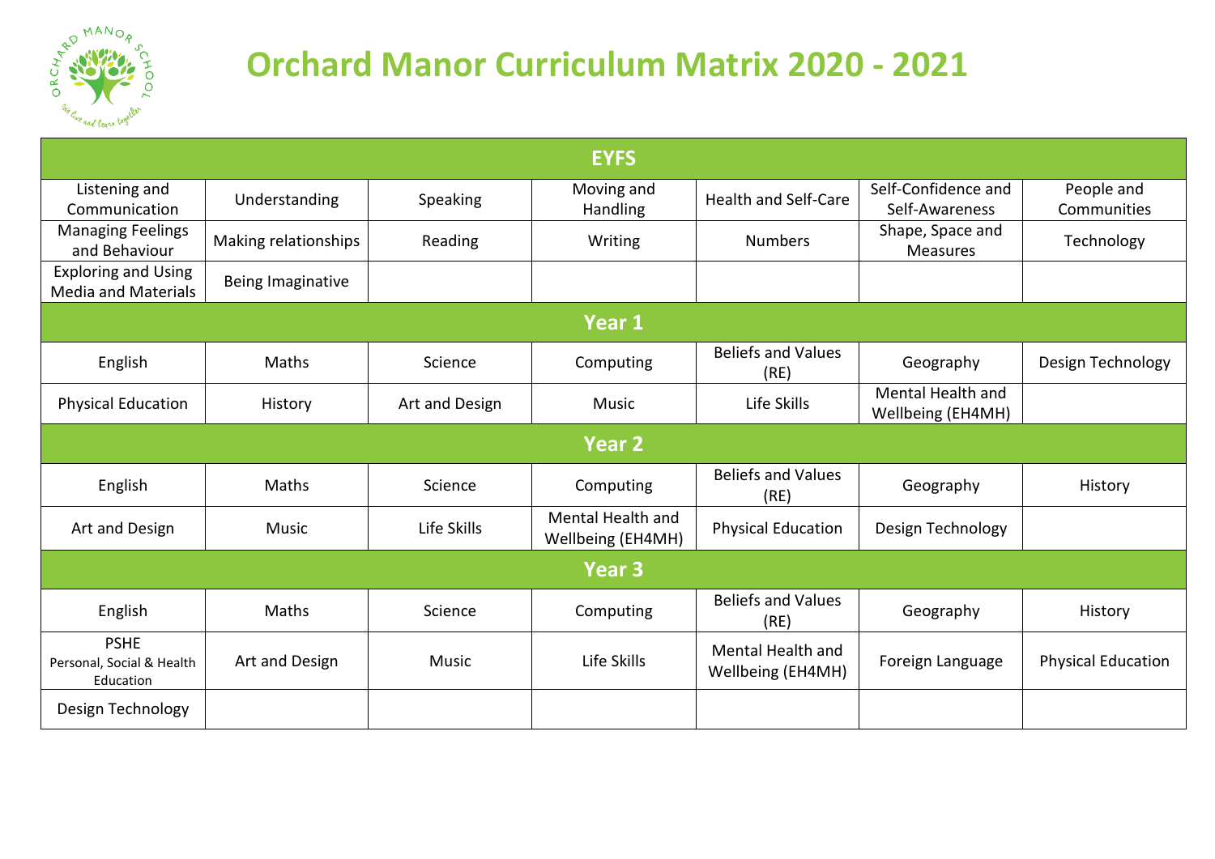# Orchard Manor Curriculum Matrix 2020 - 2021

| | | | | | | |
|---|---|---|---|---|---|---|
| **EYFS** | | | | | | |
| Listening and Communication | Understanding | Speaking | Moving and Handling | Health and Self-Care | Self-Confidence and Self-Awareness | People and Communities |
| Managing Feelings and Behaviour | Making relationships | Reading | Writing | Numbers | Shape, Space and Measures | Technology |
| Exploring and Using Media and Materials | Being Imaginative | | | | | |
| **Year 1** | | | | | | |
| English | Maths | Science | Computing | Beliefs and Values (RE) | Geography | Design Technology |
| Physical Education | History | Art and Design | Music | Life Skills | Mental Health and Wellbeing (EH4MH) | |
| **Year 2** | | | | | | |
| English | Maths | Science | Computing | Beliefs and Values (RE) | Geography | History |
| Art and Design | Music | Life Skills | Mental Health and Wellbeing (EH4MH) | Physical Education | Design Technology | |
| **Year 3** | | | | | | |
| English | Maths | Science | Computing | Beliefs and Values (RE) | Geography | History |
| PSHE Personal, Social & Health Education | Art and Design | Music | Life Skills | Mental Health and Wellbeing (EH4MH) | Foreign Language | Physical Education |
| Design Technology | | | | | | |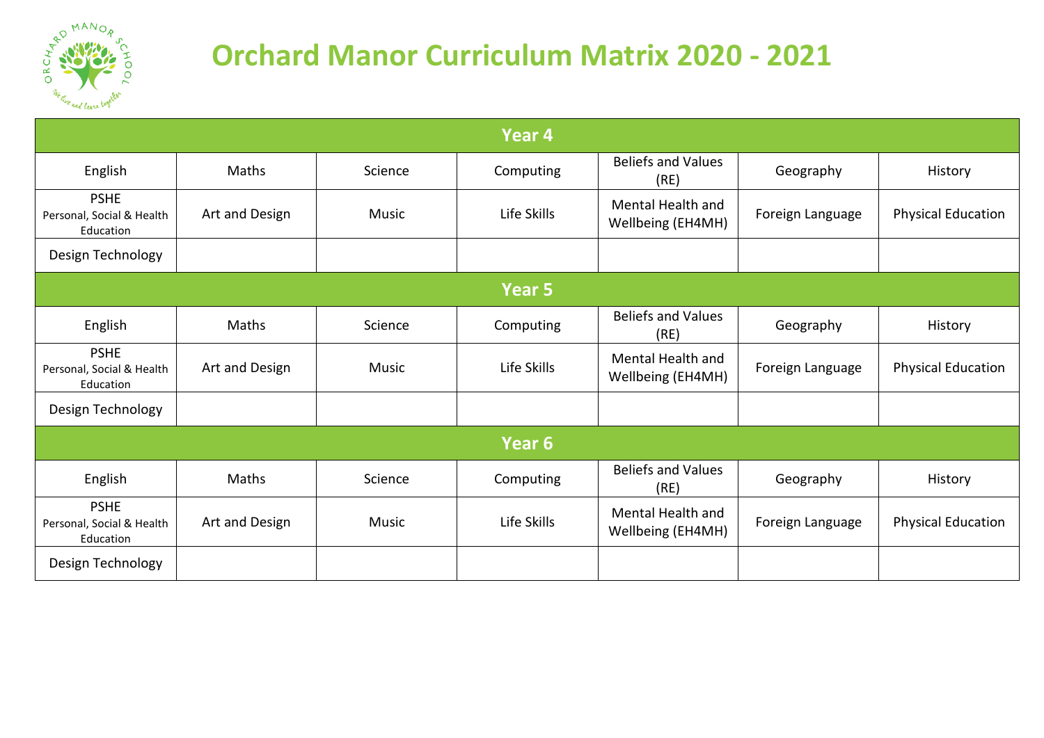# Orchard Manor Curriculum Matrix 2020 - 2021

| | | | | | | |
|---|---|---|---|---|---|---|
| **Year 4** | | | | | | |
| English | Maths | Science | Computing | Beliefs and Values (RE) | Geography | History |
| PSHE Personal, Social & Health Education | Art and Design | Music | Life Skills | Mental Health and Wellbeing (EH4MH) | Foreign Language | Physical Education |
| Design Technology | | | | | | |
| **Year 5** | | | | | | |
| English | Maths | Science | Computing | Beliefs and Values (RE) | Geography | History |
| PSHE Personal, Social & Health Education | Art and Design | Music | Life Skills | Mental Health and Wellbeing (EH4MH) | Foreign Language | Physical Education |
| Design Technology | | | | | | |
| **Year 6** | | | | | | |
| English | Maths | Science | Computing | Beliefs and Values (RE) | Geography | History |
| PSHE Personal, Social & Health Education | Art and Design | Music | Life Skills | Mental Health and Wellbeing (EH4MH) | Foreign Language | Physical Education |
| Design Technology | | | | | | |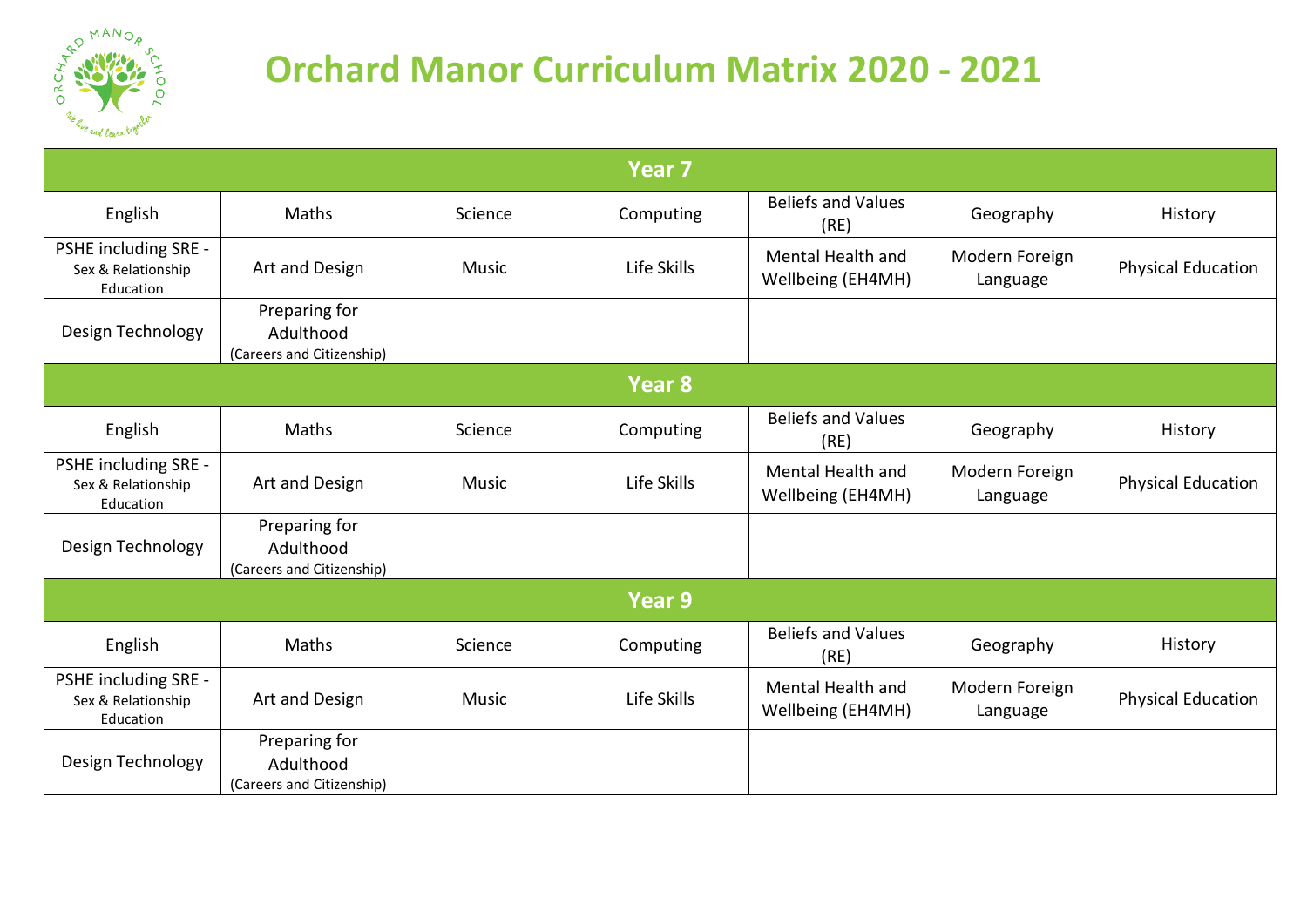# Orchard Manor Curriculum Matrix 2020 - 2021

| | | | | | | |
|---|---|---|---|---|---|---|
| **Year 7** | | | | | | |
| English | Maths | Science | Computing | Beliefs and Values (RE) | Geography | History |
| PSHE including SRE - Sex & Relationship Education | Art and Design | Music | Life Skills | Mental Health and Wellbeing (EH4MH) | Modern Foreign Language | Physical Education |
| Design Technology | Preparing for Adulthood (Careers and Citizenship) | | | | | |
| **Year 8** | | | | | | |
| English | Maths | Science | Computing | Beliefs and Values (RE) | Geography | History |
| PSHE including SRE - Sex & Relationship Education | Art and Design | Music | Life Skills | Mental Health and Wellbeing (EH4MH) | Modern Foreign Language | Physical Education |
| Design Technology | Preparing for Adulthood (Careers and Citizenship) | | | | | |
| **Year 9** | | | | | | |
| English | Maths | Science | Computing | Beliefs and Values (RE) | Geography | History |
| PSHE including SRE - Sex & Relationship Education | Art and Design | Music | Life Skills | Mental Health and Wellbeing (EH4MH) | Modern Foreign Language | Physical Education |
| Design Technology | Preparing for Adulthood (Careers and Citizenship) | | | | | |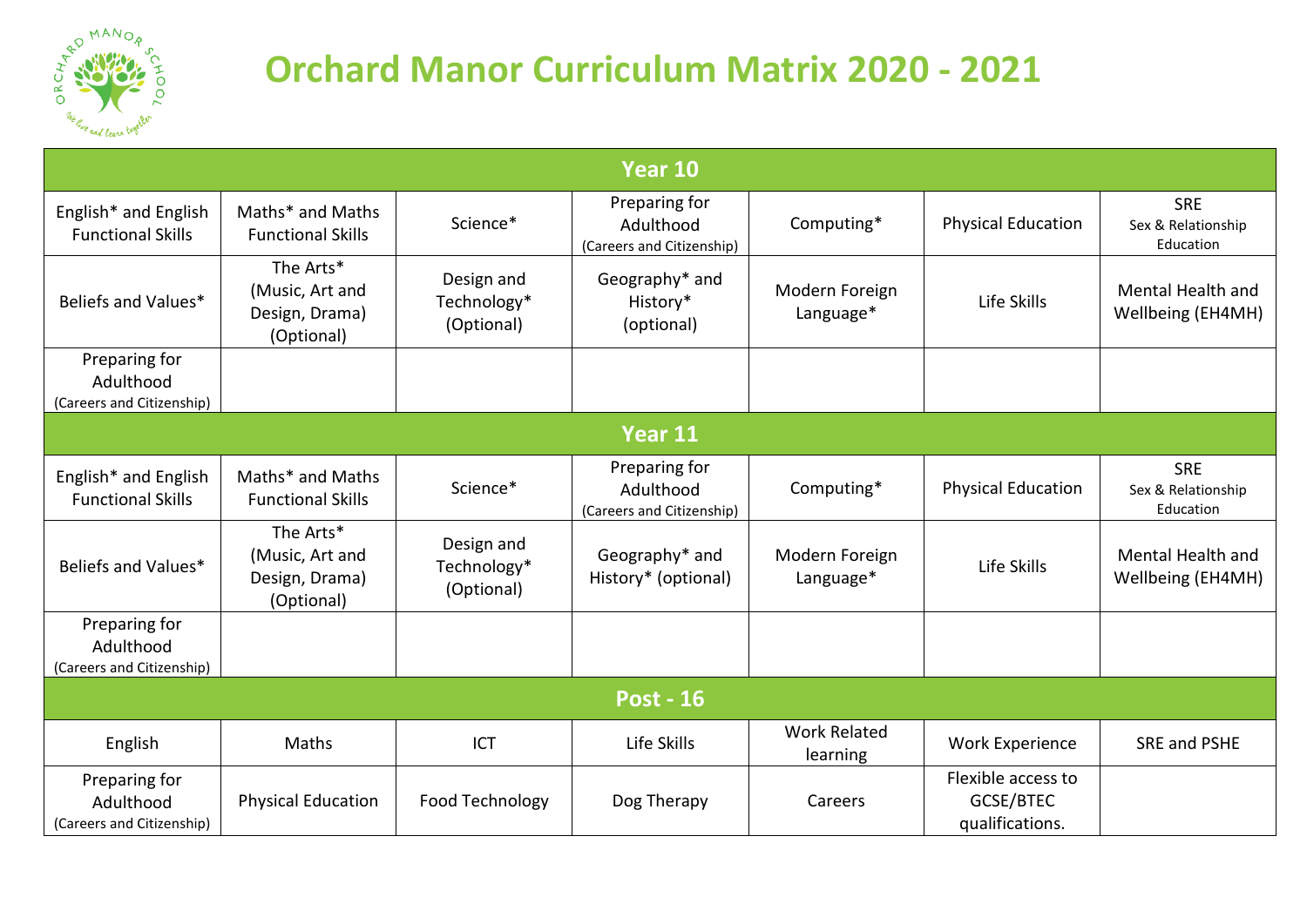# Orchard Manor Curriculum Matrix 2020 - 2021

| | | | | | | |
|---|---|---|---|---|---|---|
| **Year 10** | | | | | | |
| English* and English Functional Skills | Maths* and Maths Functional Skills | Science* | Preparing for Adulthood (Careers and Citizenship) | Computing* | Physical Education | SRE Sex & Relationship Education |
| Beliefs and Values* | The Arts* (Music, Art and Design, Drama) (Optional) | Design and Technology* (Optional) | Geography* and History* (optional) | Modern Foreign Language* | Life Skills | Mental Health and Wellbeing (EH4MH) |
| Preparing for Adulthood (Careers and Citizenship) | | | | | | |
| **Year 11** | | | | | | |
| English* and English Functional Skills | Maths* and Maths Functional Skills | Science* | Preparing for Adulthood (Careers and Citizenship) | Computing* | Physical Education | SRE Sex & Relationship Education |
| Beliefs and Values* | The Arts* (Music, Art and Design, Drama) (Optional) | Design and Technology* (Optional) | Geography* and History* (optional) | Modern Foreign Language* | Life Skills | Mental Health and Wellbeing (EH4MH) |
| Preparing for Adulthood (Careers and Citizenship) | | | | | | |
| **Post - 16** | | | | | | |
| English | Maths | ICT | Life Skills | Work Related learning | Work Experience | SRE and PSHE |
| Preparing for Adulthood (Careers and Citizenship) | Physical Education | Food Technology | Dog Therapy | Careers | Flexible access to GCSE/BTEC qualifications. | |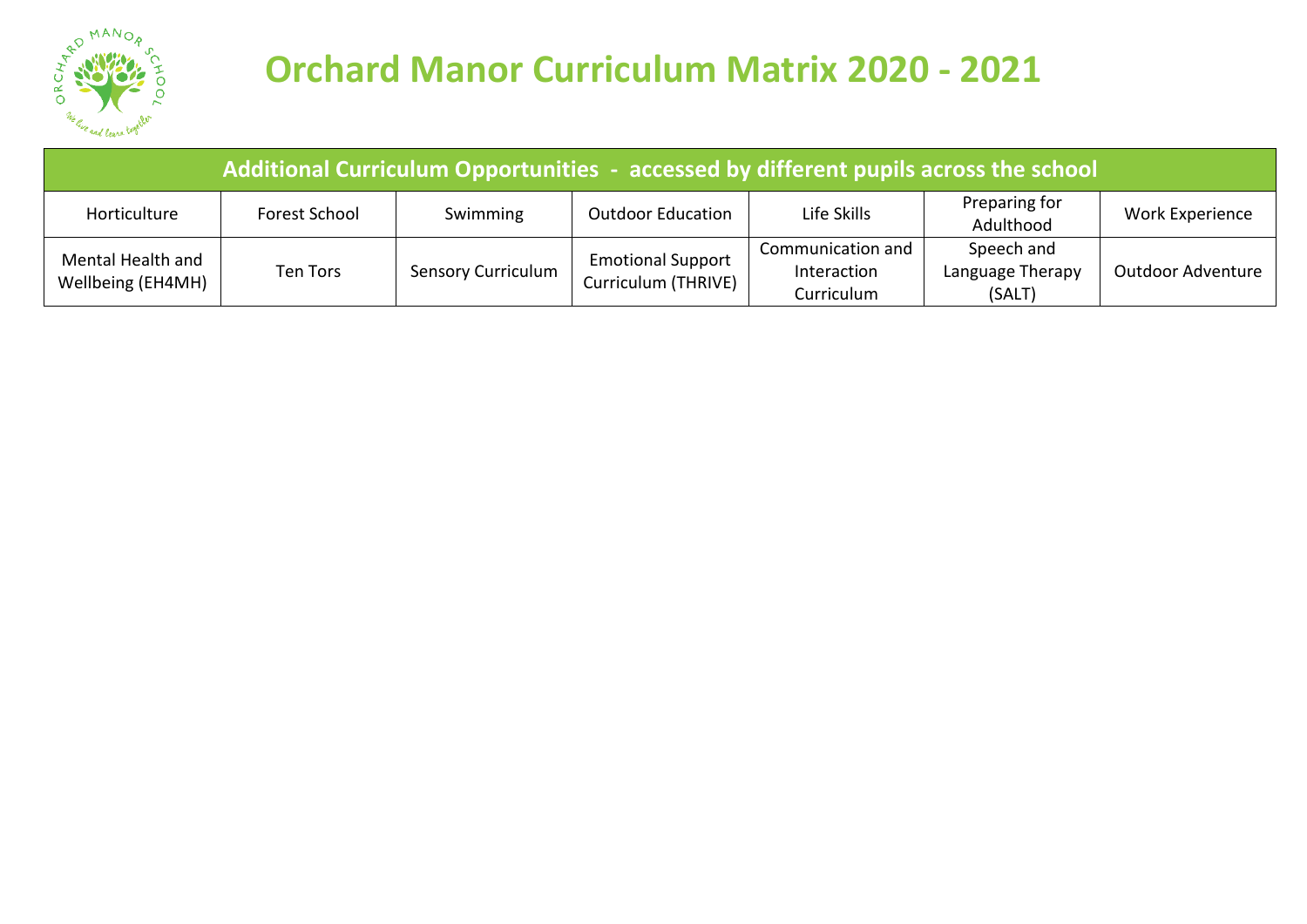# Orchard Manor Curriculum Matrix 2020 - 2021

| Additional Curriculum Opportunities - accessed by different pupils across the school | | | | | | |
|---|---|---|---|---|---|---|
| Horticulture | Forest School | Swimming | Outdoor Education | Life Skills | Preparing for Adulthood | Work Experience |
| Mental Health and Wellbeing (EH4MH) | Ten Tors | Sensory Curriculum | Emotional Support Curriculum (THRIVE) | Communication and Interaction Curriculum | Speech and Language Therapy (SALT) | Outdoor Adventure |